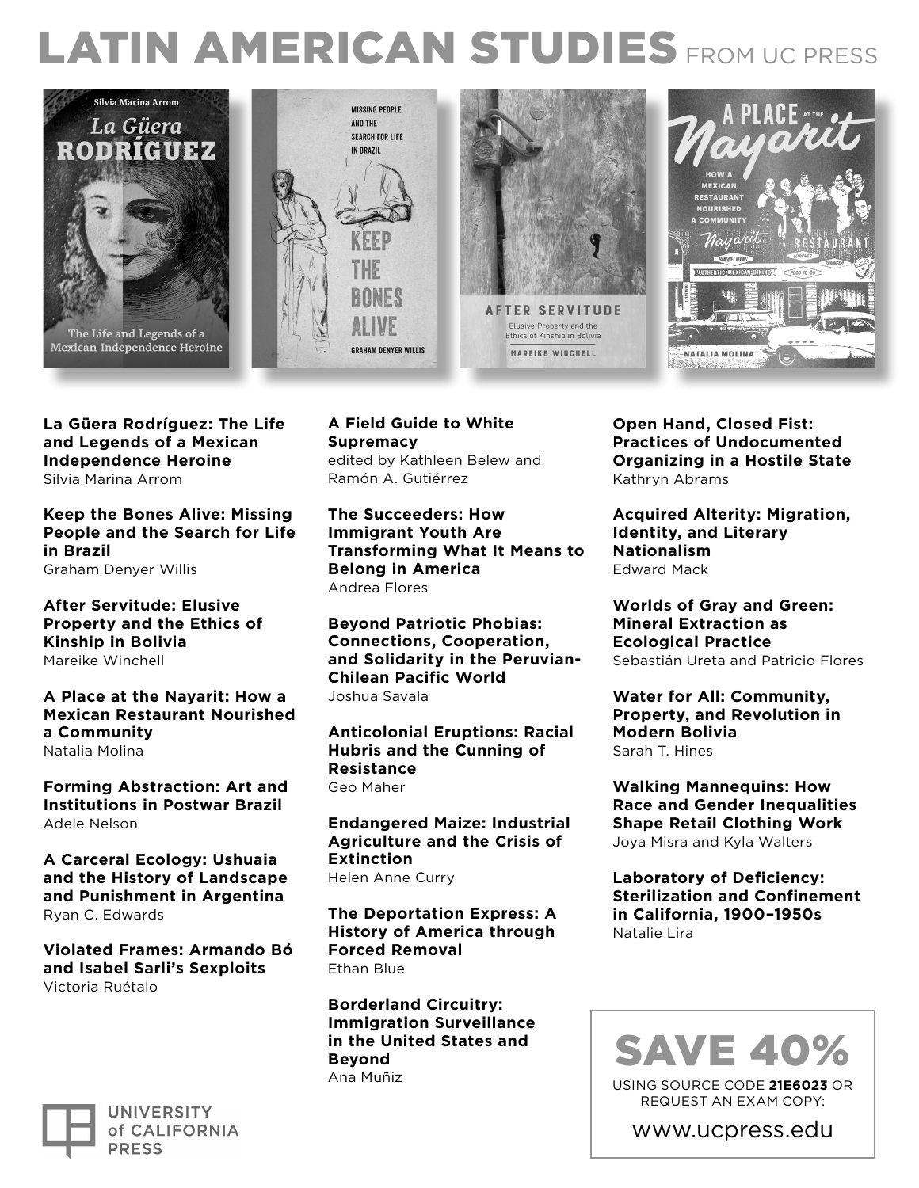# LATIN AMERICAN STUDIES FROM UC PRESS

**La Güera Rodríguez: The Life and Legends of a Mexican Independence Heroine**
Silvia Marina Arrom

**Keep the Bones Alive: Missing People and the Search for Life in Brazil**
Graham Denyer Willis

**After Servitude: Elusive Property and the Ethics of Kinship in Bolivia**
Mareike Winchell

**A Place at the Nayarit: How a Mexican Restaurant Nourished a Community**
Natalia Molina

**Forming Abstraction: Art and Institutions in Postwar Brazil**
Adele Nelson

**A Carceral Ecology: Ushuaia and the History of Landscape and Punishment in Argentina**
Ryan C. Edwards

**Violated Frames: Armando Bó and Isabel Sarli's Sexploits**
Victoria Ruétalo

**A Field Guide to White Supremacy**
edited by Kathleen Belew and Ramón A. Gutiérrez

**The Succeeders: How Immigrant Youth Are Transforming What It Means to Belong in America**
Andrea Flores

**Beyond Patriotic Phobias: Connections, Cooperation, and Solidarity in the Peruvian-Chilean Pacific World**
Joshua Savala

**Anticolonial Eruptions: Racial Hubris and the Cunning of Resistance**
Geo Maher

**Endangered Maize: Industrial Agriculture and the Crisis of Extinction**
Helen Anne Curry

**The Deportation Express: A History of America through Forced Removal**
Ethan Blue

**Borderland Circuitry: Immigration Surveillance in the United States and Beyond**
Ana Muñiz

**Open Hand, Closed Fist: Practices of Undocumented Organizing in a Hostile State**
Kathryn Abrams

**Acquired Alterity: Migration, Identity, and Literary Nationalism**
Edward Mack

**Worlds of Gray and Green: Mineral Extraction as Ecological Practice**
Sebastián Ureta and Patricio Flores

**Water for All: Community, Property, and Revolution in Modern Bolivia**
Sarah T. Hines

**Walking Mannequins: How Race and Gender Inequalities Shape Retail Clothing Work**
Joya Misra and Kyla Walters

**Laboratory of Deficiency: Sterilization and Confinement in California, 1900–1950s**
Natalie Lira

## SAVE 40%

USING SOURCE CODE **21E6023** OR REQUEST AN EXAM COPY:

www.ucpress.edu

UNIVERSITY of CALIFORNIA PRESS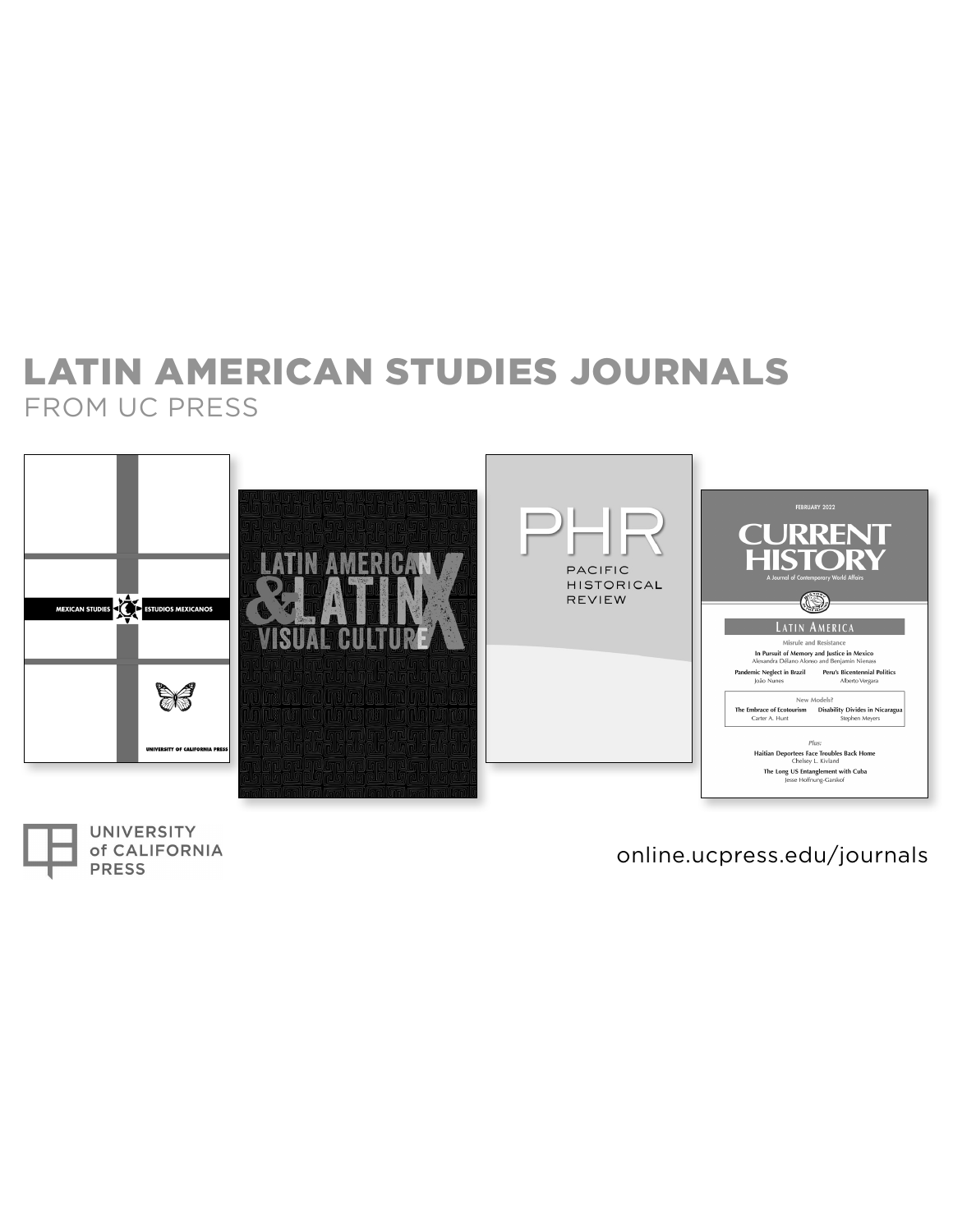# LATIN AMERICAN STUDIES JOURNALS

FROM UC PRESS

UNIVERSITY of CALIFORNIA PRESS

online.ucpress.edu/journals